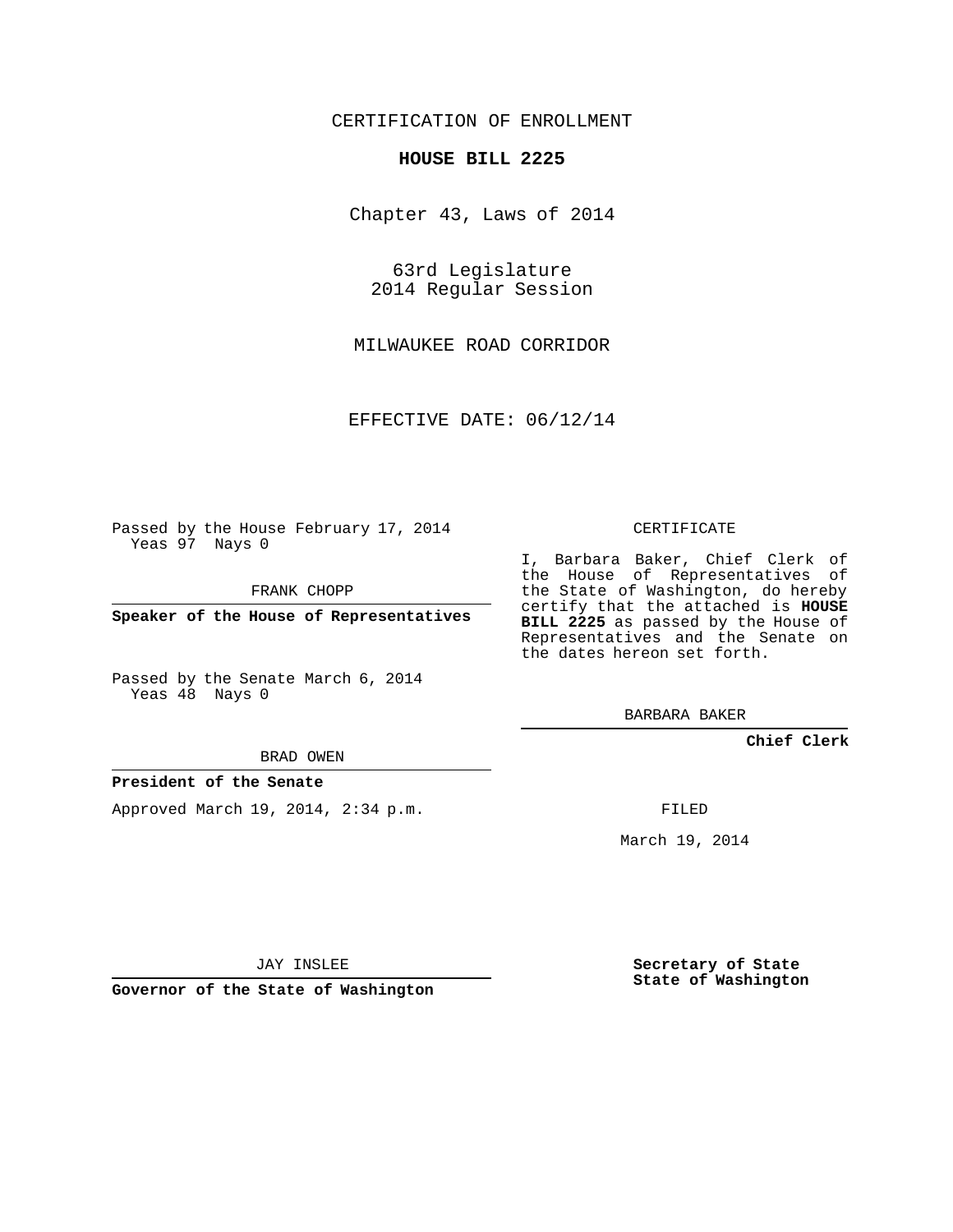CERTIFICATION OF ENROLLMENT

**HOUSE BILL 2225**

Chapter 43, Laws of 2014

63rd Legislature
2014 Regular Session

MILWAUKEE ROAD CORRIDOR

EFFECTIVE DATE: 06/12/14

Passed by the House February 17, 2014
Yeas 97 Nays 0

FRANK CHOPP

**Speaker of the House of Representatives**

Passed by the Senate March 6, 2014
Yeas 48 Nays 0

BRAD OWEN

**President of the Senate**

Approved March 19, 2014, 2:34 p.m.

JAY INSLEE

**Governor of the State of Washington**

CERTIFICATE

I, Barbara Baker, Chief Clerk of the House of Representatives of the State of Washington, do hereby certify that the attached is **HOUSE BILL 2225** as passed by the House of Representatives and the Senate on the dates hereon set forth.

BARBARA BAKER

**Chief Clerk**

FILED

March 19, 2014

**Secretary of State**
**State of Washington**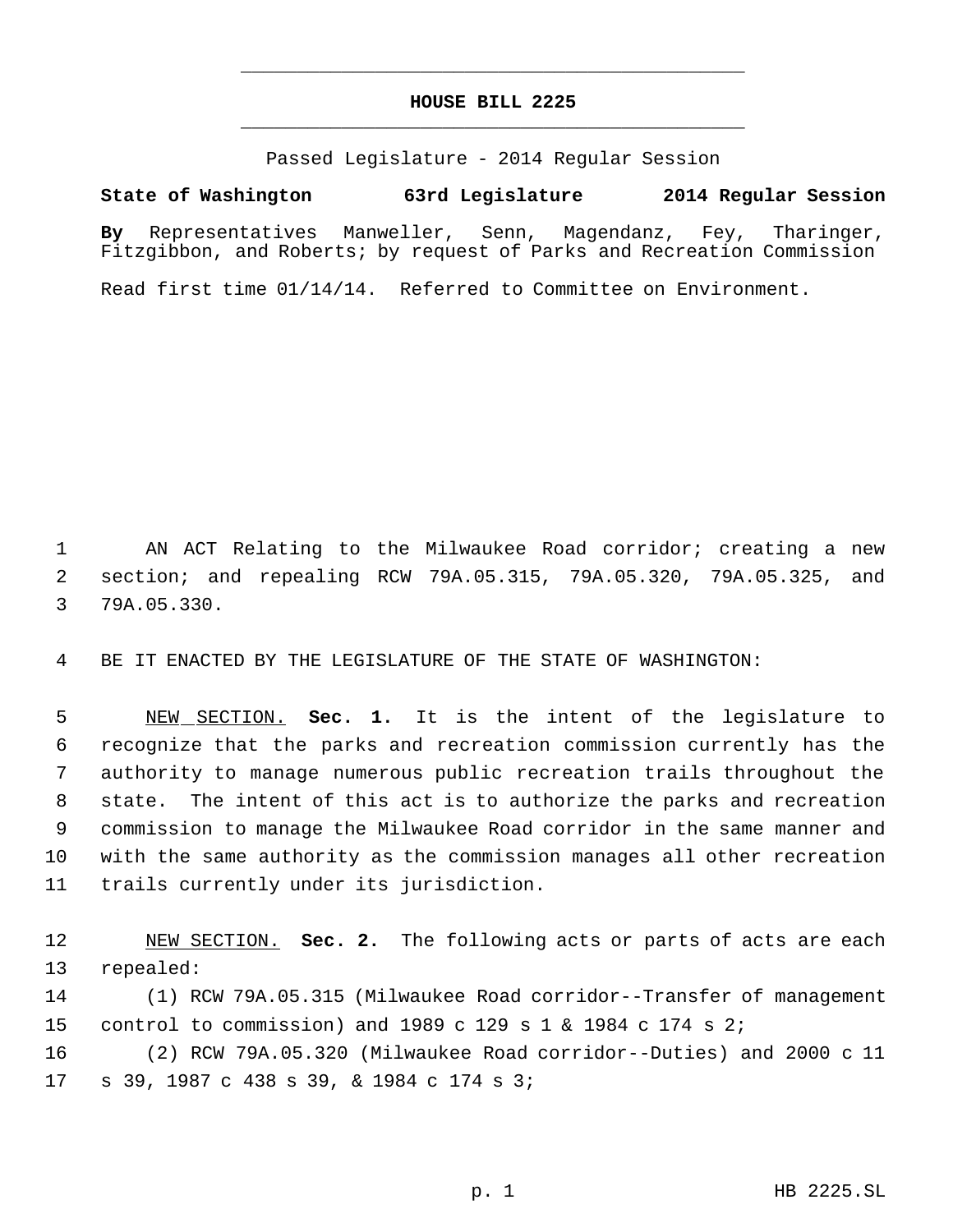# HOUSE BILL 2225

Passed Legislature - 2014 Regular Session

**State of Washington 63rd Legislature 2014 Regular Session**

**By** Representatives Manweller, Senn, Magendanz, Fey, Tharinger, Fitzgibbon, and Roberts; by request of Parks and Recreation Commission

Read first time 01/14/14. Referred to Committee on Environment.

AN ACT Relating to the Milwaukee Road corridor; creating a new section; and repealing RCW 79A.05.315, 79A.05.320, 79A.05.325, and 79A.05.330.

BE IT ENACTED BY THE LEGISLATURE OF THE STATE OF WASHINGTON:

NEW SECTION. **Sec. 1.** It is the intent of the legislature to recognize that the parks and recreation commission currently has the authority to manage numerous public recreation trails throughout the state. The intent of this act is to authorize the parks and recreation commission to manage the Milwaukee Road corridor in the same manner and with the same authority as the commission manages all other recreation trails currently under its jurisdiction.

NEW SECTION. **Sec. 2.** The following acts or parts of acts are each repealed:

(1) RCW 79A.05.315 (Milwaukee Road corridor--Transfer of management control to commission) and 1989 c 129 s 1 & 1984 c 174 s 2;

(2) RCW 79A.05.320 (Milwaukee Road corridor--Duties) and 2000 c 11 s 39, 1987 c 438 s 39, & 1984 c 174 s 3;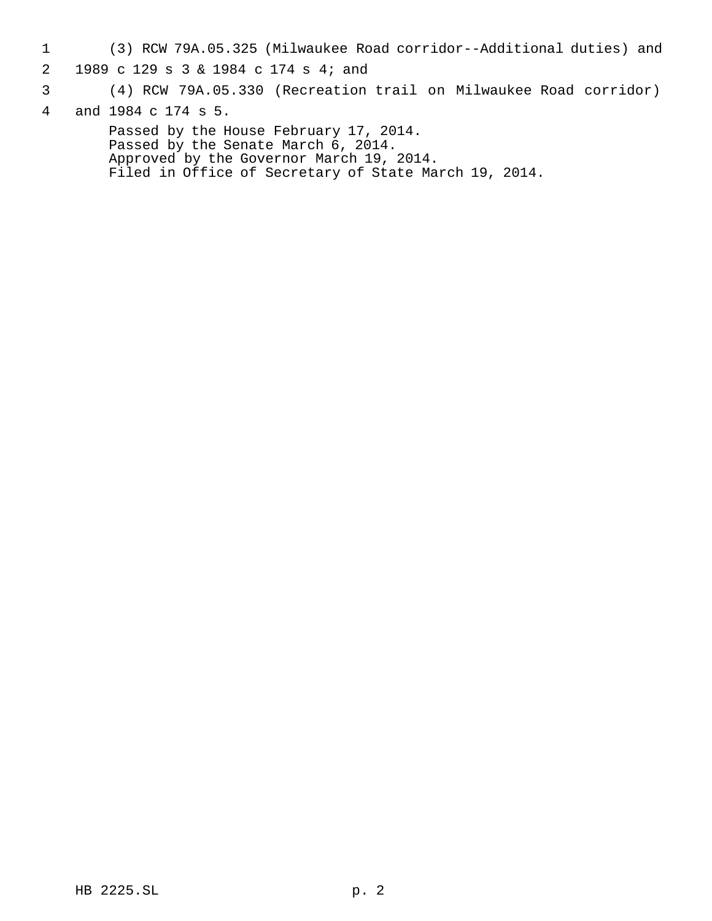(3) RCW 79A.05.325 (Milwaukee Road corridor--Additional duties) and 1989 c 129 s 3 & 1984 c 174 s 4; and

(4) RCW 79A.05.330 (Recreation trail on Milwaukee Road corridor) and 1984 c 174 s 5.

Passed by the House February 17, 2014.
Passed by the Senate March 6, 2014.
Approved by the Governor March 19, 2014.
Filed in Office of Secretary of State March 19, 2014.